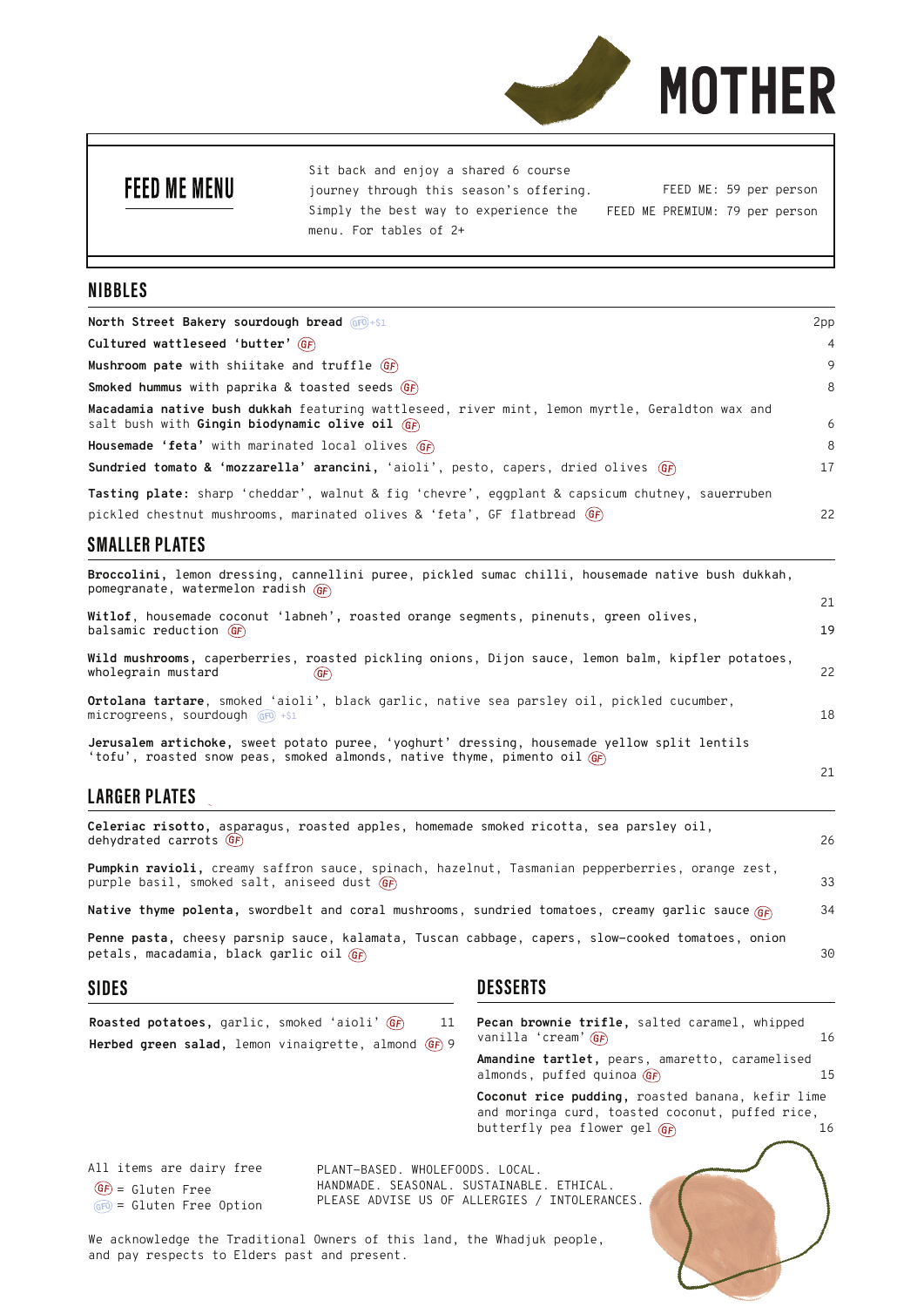# MOTHER

## FEED ME MENU

Sit back and enjoy a shared 6 course journey through this season's offering. Simply the best way to experience the menu. For tables of 2+

FEED ME: 59 per person
FEED ME PREMIUM: 79 per person

## NIBBLES

| Item | Price |
|---|---|
| **North Street Bakery sourdough bread** GFO +$1 | 2pp |
| **Cultured wattleseed 'butter'** GF | 4 |
| **Mushroom pate** with shiitake and truffle GF | 9 |
| **Smoked hummus** with paprika & toasted seeds GF | 8 |
| **Macadamia native bush dukkah** featuring wattleseed, river mint, lemon myrtle, Geraldton wax and salt bush with **Gingin biodynamic olive oil** GF | 6 |
| **Housemade 'feta'** with marinated local olives GF | 8 |
| **Sundried tomato & 'mozzarella' arancini**, 'aioli', pesto, capers, dried olives GF | 17 |
| **Tasting plate:** sharp 'cheddar', walnut & fig 'chevre', eggplant & capsicum chutney, sauerruben pickled chestnut mushrooms, marinated olives & 'feta', GF flatbread GF | 22 |

## SMALLER PLATES

| Item | Price |
|---|---|
| **Broccolini,** lemon dressing, cannellini puree, pickled sumac chilli, housemade native bush dukkah, pomegranate, watermelon radish GF | 21 |
| **Witlof**, housemade coconut 'labneh', roasted orange segments, pinenuts, green olives, balsamic reduction GF | 19 |
| **Wild mushrooms,** caperberries, roasted pickling onions, Dijon sauce, lemon balm, kipfler potatoes, wholegrain mustard GF | 22 |
| **Ortolana tartare**, smoked 'aioli', black garlic, native sea parsley oil, pickled cucumber, microgreens, sourdough GFO +$1 | 18 |
| **Jerusalem artichoke,** sweet potato puree, 'yoghurt' dressing, housemade yellow split lentils 'tofu', roasted snow peas, smoked almonds, native thyme, pimento oil GF | 21 |

## LARGER PLATES

| Item | Price |
|---|---|
| **Celeriac risotto**, asparagus, roasted apples, homemade smoked ricotta, sea parsley oil, dehydrated carrots GF | 26 |
| **Pumpkin ravioli,** creamy saffron sauce, spinach, hazelnut, Tasmanian pepperberries, orange zest, purple basil, smoked salt, aniseed dust GF | 33 |
| **Native thyme polenta,** swordbelt and coral mushrooms, sundried tomatoes, creamy garlic sauce GF | 34 |
| **Penne pasta,** cheesy parsnip sauce, kalamata, Tuscan cabbage, capers, slow-cooked tomatoes, onion petals, macadamia, black garlic oil GF | 30 |

## SIDES

| Item | Price |
|---|---|
| **Roasted potatoes,** garlic, smoked 'aioli' GF | 11 |
| **Herbed green salad,** lemon vinaigrette, almond GF | 9 |

## DESSERTS

| Item | Price |
|---|---|
| **Pecan brownie trifle,** salted caramel, whipped vanilla 'cream' GF | 16 |
| **Amandine tartlet,** pears, amaretto, caramelised almonds, puffed quinoa GF | 15 |
| **Coconut rice pudding,** roasted banana, kefir lime and moringa curd, toasted coconut, puffed rice, butterfly pea flower gel GF | 16 |

All items are dairy free
GF = Gluten Free
GFO = Gluten Free Option

PLANT-BASED. WHOLEFOODS. LOCAL.
HANDMADE. SEASONAL. SUSTAINABLE. ETHICAL.
PLEASE ADVISE US OF ALLERGIES / INTOLERANCES.

We acknowledge the Traditional Owners of this land, the Whadjuk people, and pay respects to Elders past and present.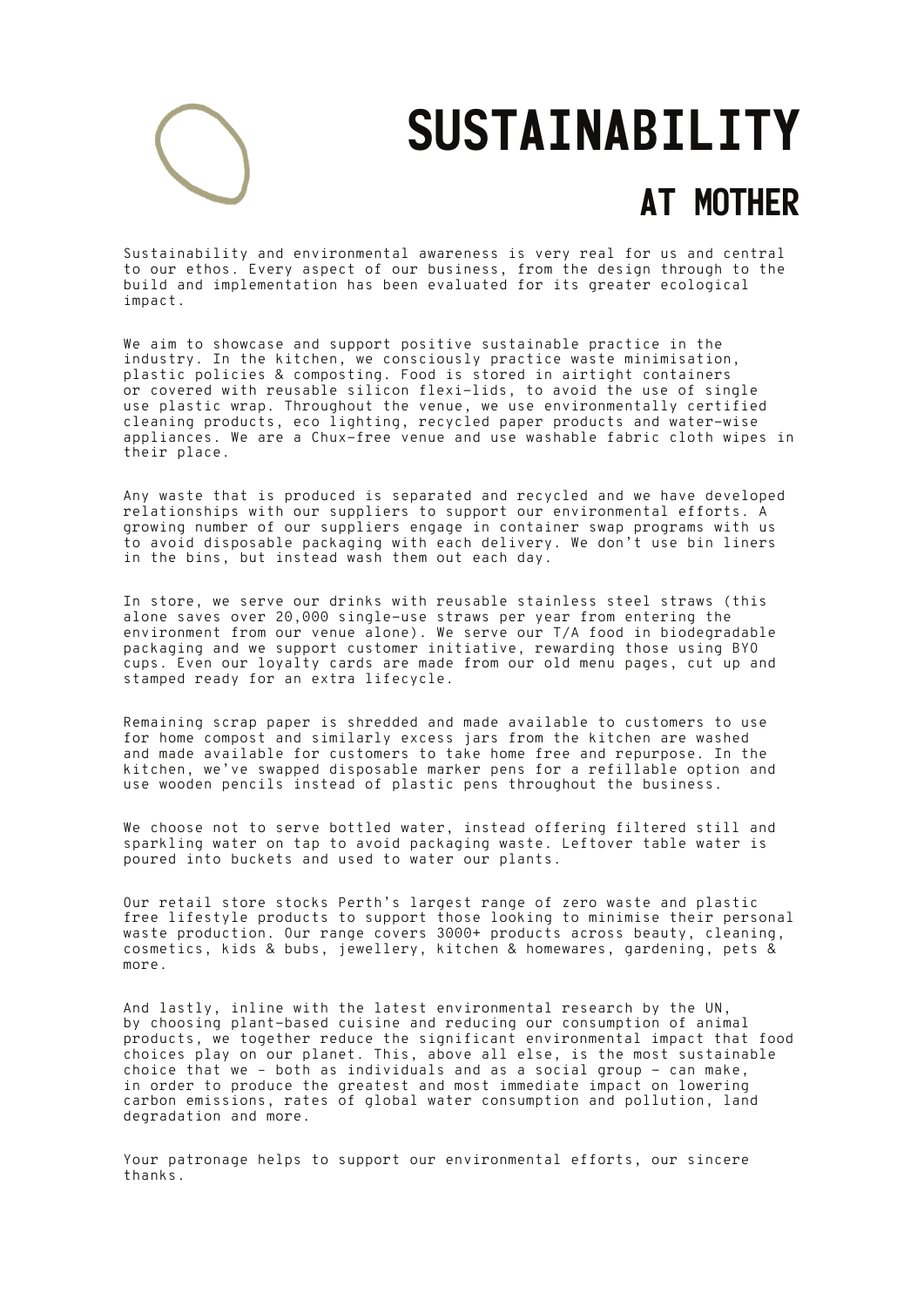# SUSTAINABILITY

## AT MOTHER

Sustainability and environmental awareness is very real for us and central to our ethos. Every aspect of our business, from the design through to the build and implementation has been evaluated for its greater ecological impact.

We aim to showcase and support positive sustainable practice in the industry. In the kitchen, we consciously practice waste minimisation, plastic policies & composting. Food is stored in airtight containers or covered with reusable silicon flexi-lids, to avoid the use of single use plastic wrap. Throughout the venue, we use environmentally certified cleaning products, eco lighting, recycled paper products and water-wise appliances. We are a Chux-free venue and use washable fabric cloth wipes in their place.

Any waste that is produced is separated and recycled and we have developed relationships with our suppliers to support our environmental efforts. A growing number of our suppliers engage in container swap programs with us to avoid disposable packaging with each delivery. We don't use bin liners in the bins, but instead wash them out each day.

In store, we serve our drinks with reusable stainless steel straws (this alone saves over 20,000 single-use straws per year from entering the environment from our venue alone). We serve our T/A food in biodegradable packaging and we support customer initiative, rewarding those using BYO cups. Even our loyalty cards are made from our old menu pages, cut up and stamped ready for an extra lifecycle.

Remaining scrap paper is shredded and made available to customers to use for home compost and similarly excess jars from the kitchen are washed and made available for customers to take home free and repurpose. In the kitchen, we've swapped disposable marker pens for a refillable option and use wooden pencils instead of plastic pens throughout the business.

We choose not to serve bottled water, instead offering filtered still and sparkling water on tap to avoid packaging waste. Leftover table water is poured into buckets and used to water our plants.

Our retail store stocks Perth's largest range of zero waste and plastic free lifestyle products to support those looking to minimise their personal waste production. Our range covers 3000+ products across beauty, cleaning, cosmetics, kids & bubs, jewellery, kitchen & homewares, gardening, pets & more.

And lastly, inline with the latest environmental research by the UN, by choosing plant-based cuisine and reducing our consumption of animal products, we together reduce the significant environmental impact that food choices play on our planet. This, above all else, is the most sustainable choice that we - both as individuals and as a social group - can make, in order to produce the greatest and most immediate impact on lowering carbon emissions, rates of global water consumption and pollution, land degradation and more.

Your patronage helps to support our environmental efforts, our sincere thanks.